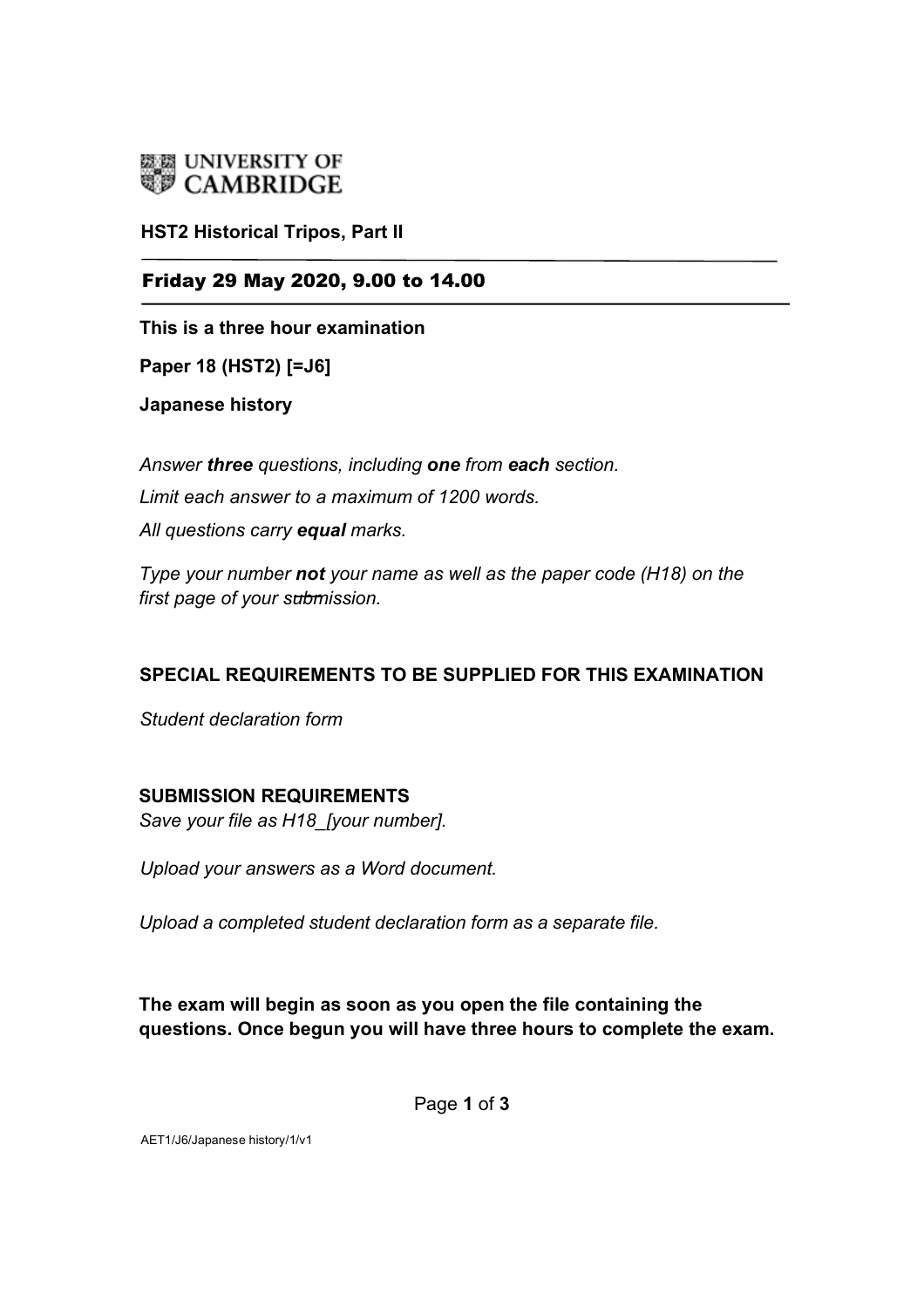UNIVERSITY OF CAMBRIDGE

**HST2 Historical Tripos, Part II**

**Friday 29 May 2020, 9.00 to 14.00**

**This is a three hour examination**

**Paper 18 (HST2) [=J6]**

**Japanese history**

*Answer **three** questions, including **one** from **each** section.*

*Limit each answer to a maximum of 1200 words.*

*All questions carry **equal** marks.*

*Type your number **not** your name as well as the paper code (H18) on the first page of your submission.*

**SPECIAL REQUIREMENTS TO BE SUPPLIED FOR THIS EXAMINATION**

*Student declaration form*

**SUBMISSION REQUIREMENTS**

*Save your file as H18_[your number].*

*Upload your answers as a Word document.*

*Upload a completed student declaration form as a separate file.*

**The exam will begin as soon as you open the file containing the questions. Once begun you will have three hours to complete the exam.**

AET1/J6/Japanese history/1/v1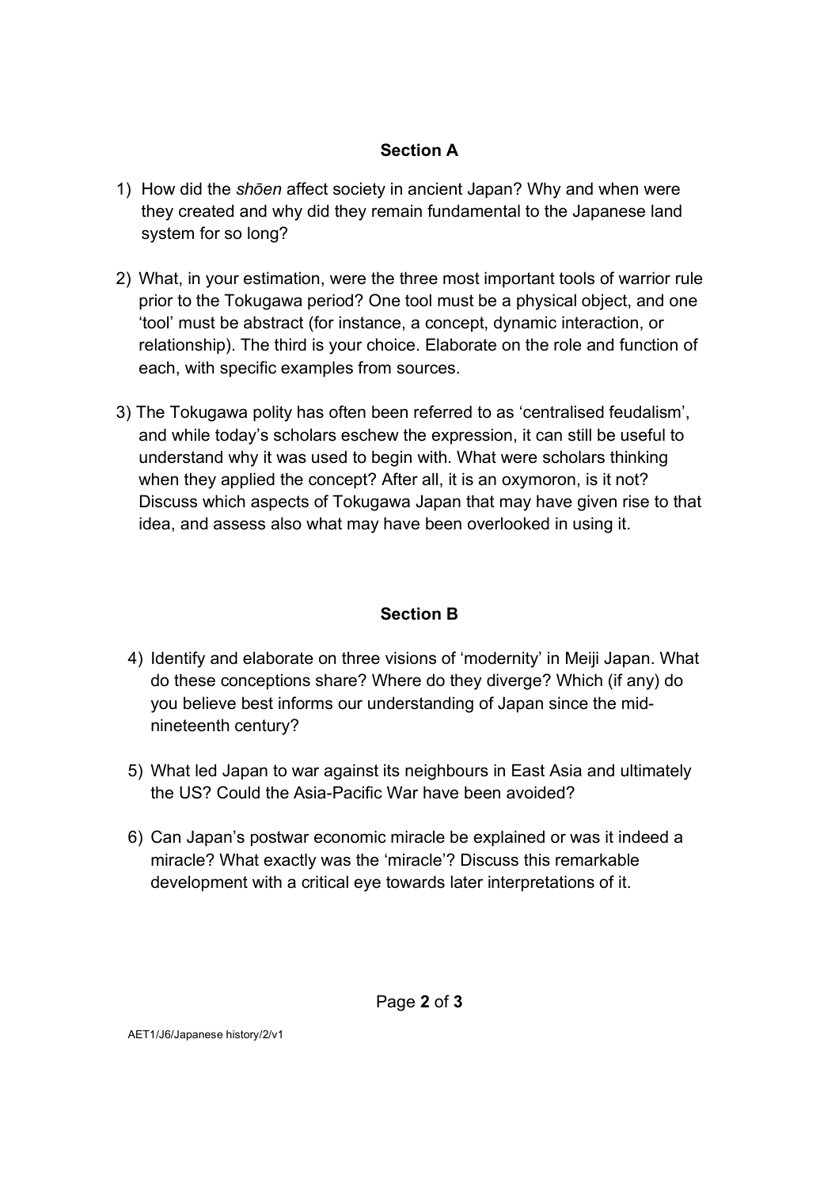## Section A

1) How did the *shōen* affect society in ancient Japan? Why and when were they created and why did they remain fundamental to the Japanese land system for so long?

2) What, in your estimation, were the three most important tools of warrior rule prior to the Tokugawa period? One tool must be a physical object, and one 'tool' must be abstract (for instance, a concept, dynamic interaction, or relationship). The third is your choice. Elaborate on the role and function of each, with specific examples from sources.

3) The Tokugawa polity has often been referred to as 'centralised feudalism', and while today's scholars eschew the expression, it can still be useful to understand why it was used to begin with. What were scholars thinking when they applied the concept? After all, it is an oxymoron, is it not? Discuss which aspects of Tokugawa Japan that may have given rise to that idea, and assess also what may have been overlooked in using it.

## Section B

4) Identify and elaborate on three visions of 'modernity' in Meiji Japan. What do these conceptions share? Where do they diverge? Which (if any) do you believe best informs our understanding of Japan since the mid-nineteenth century?

5) What led Japan to war against its neighbours in East Asia and ultimately the US? Could the Asia-Pacific War have been avoided?

6) Can Japan's postwar economic miracle be explained or was it indeed a miracle? What exactly was the 'miracle'? Discuss this remarkable development with a critical eye towards later interpretations of it.

AET1/J6/Japanese history/2/v1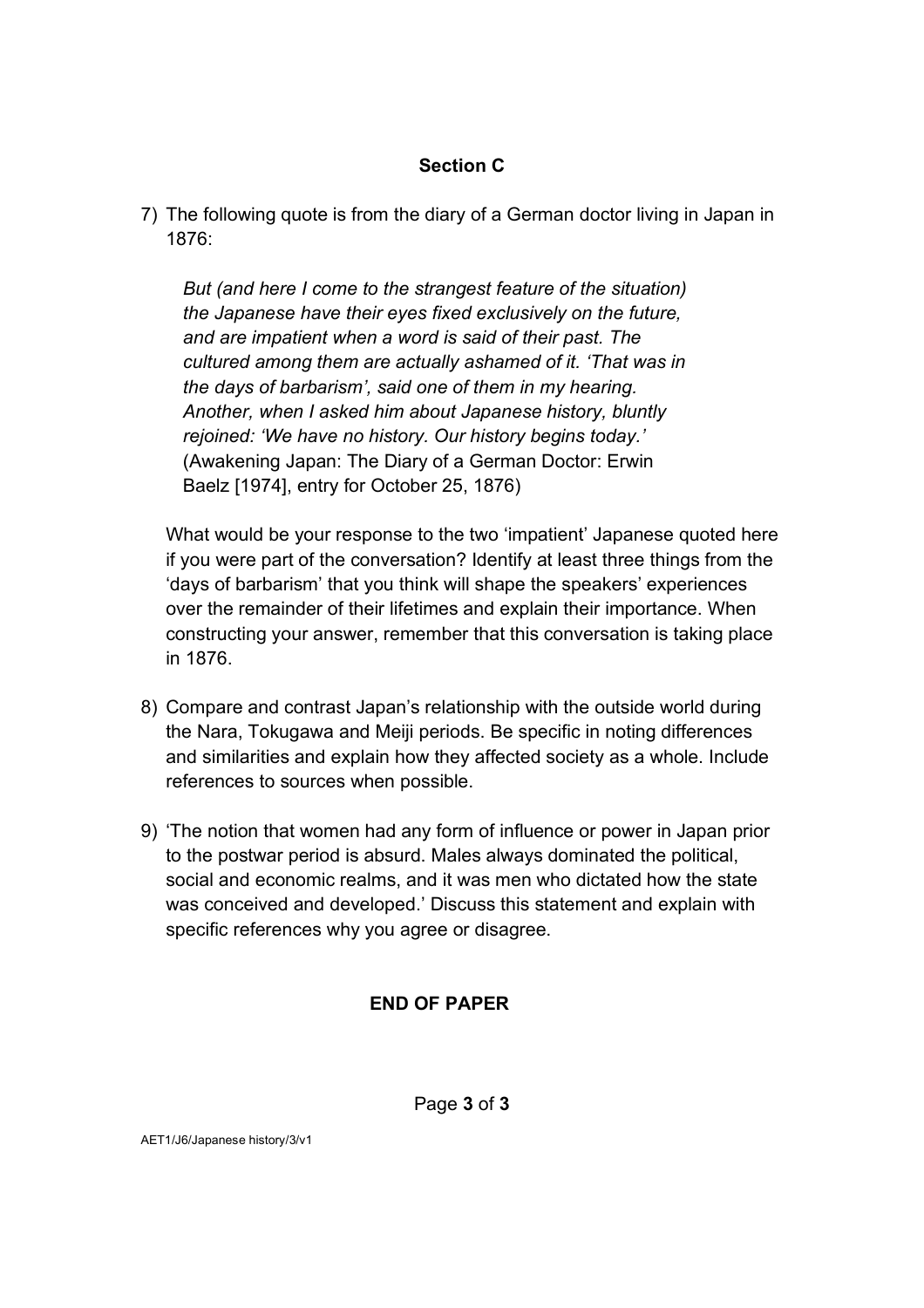## Section C

7) The following quote is from the diary of a German doctor living in Japan in 1876:

   *But (and here I come to the strangest feature of the situation) the Japanese have their eyes fixed exclusively on the future, and are impatient when a word is said of their past. The cultured among them are actually ashamed of it. 'That was in the days of barbarism', said one of them in my hearing. Another, when I asked him about Japanese history, bluntly rejoined: 'We have no history. Our history begins today.'*
   (Awakening Japan: The Diary of a German Doctor: Erwin Baelz [1974], entry for October 25, 1876)

   What would be your response to the two 'impatient' Japanese quoted here if you were part of the conversation? Identify at least three things from the 'days of barbarism' that you think will shape the speakers' experiences over the remainder of their lifetimes and explain their importance. When constructing your answer, remember that this conversation is taking place in 1876.

8) Compare and contrast Japan's relationship with the outside world during the Nara, Tokugawa and Meiji periods. Be specific in noting differences and similarities and explain how they affected society as a whole. Include references to sources when possible.

9) 'The notion that women had any form of influence or power in Japan prior to the postwar period is absurd. Males always dominated the political, social and economic realms, and it was men who dictated how the state was conceived and developed.' Discuss this statement and explain with specific references why you agree or disagree.

**END OF PAPER**

AET1/J6/Japanese history/3/v1